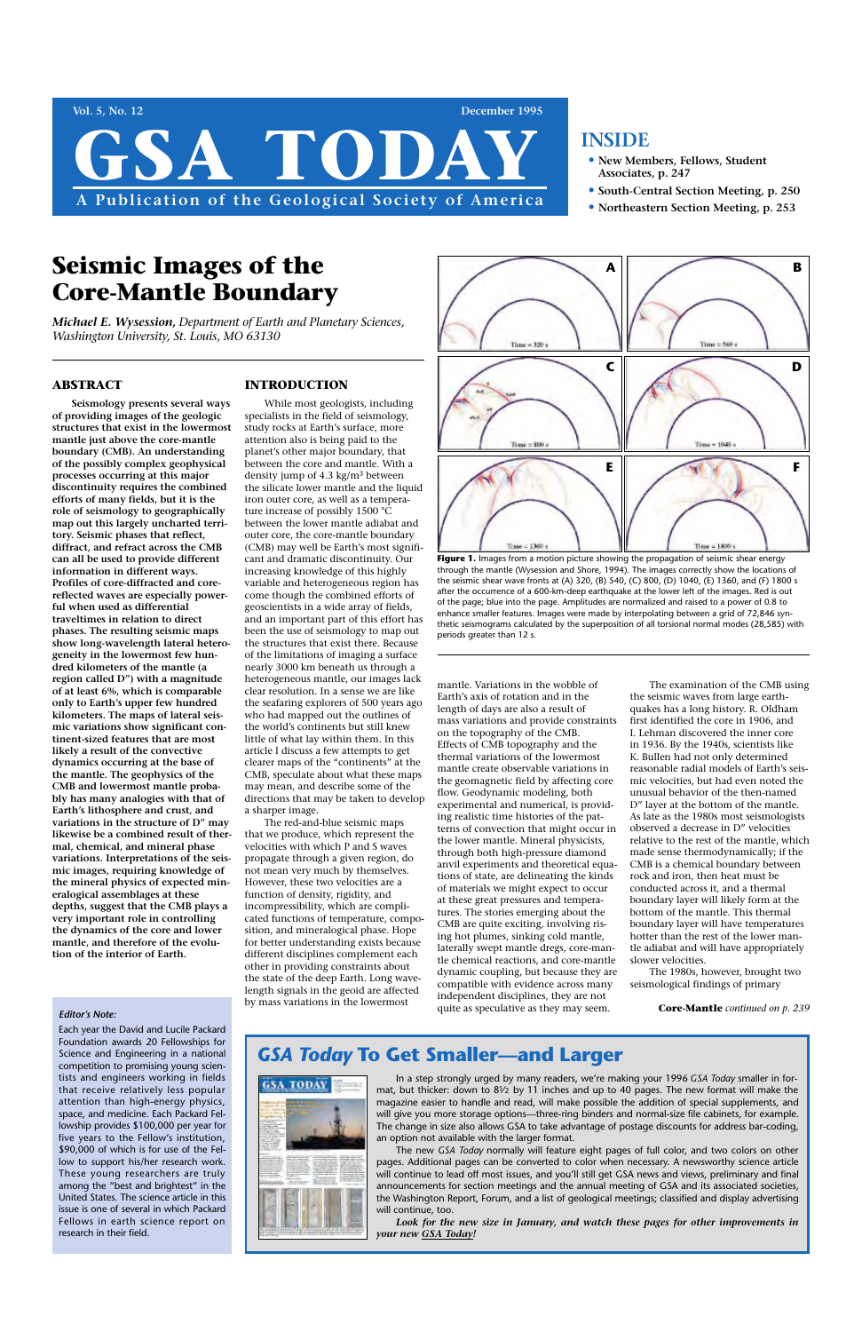# GSA TODAY

Vol. 5, No. 12 — December 1995

A Publication of the Geological Society of America

## INSIDE

- New Members, Fellows, Student Associates, p. 247
- South-Central Section Meeting, p. 250
- Northeastern Section Meeting, p. 253

# Seismic Images of the Core-Mantle Boundary

*Michael E. Wysession, Department of Earth and Planetary Sciences, Washington University, St. Louis, MO 63130*

## ABSTRACT

**Seismology presents several ways of providing images of the geologic structures that exist in the lowermost mantle just above the core-mantle boundary (CMB). An understanding of the possibly complex geophysical processes occurring at this major discontinuity requires the combined efforts of many fields, but it is the role of seismology to geographically map out this largely uncharted territory. Seismic phases that reflect, diffract, and refract across the CMB can all be used to provide different information in different ways. Profiles of core-diffracted and core-reflected waves are especially powerful when used as differential traveltimes in relation to direct phases. The resulting seismic maps show long-wavelength lateral heterogeneity in the lowermost few hundred kilometers of the mantle (a region called D″) with a magnitude of at least 6%, which is comparable only to Earth's upper few hundred kilometers. The maps of lateral seismic variations show significant continent-sized features that are most likely a result of the convective dynamics occurring at the base of the mantle. The geophysics of the CMB and lowermost mantle probably has many analogies with that of Earth's lithosphere and crust, and variations in the structure of D″ may likewise be a combined result of thermal, chemical, and mineral phase variations. Interpretations of the seismic images, requiring knowledge of the mineral physics of expected mineralogical assemblages at these depths, suggest that the CMB plays a very important role in controlling the dynamics of the core and lower mantle, and therefore of the evolution of the interior of Earth.**

## INTRODUCTION

While most geologists, including specialists in the field of seismology, study rocks at Earth's surface, more attention also is being paid to the planet's other major boundary, that between the core and mantle. With a density jump of 4.3 kg/m$^3$ between the silicate lower mantle and the liquid iron outer core, as well as a temperature increase of possibly 1500 °C between the lower mantle adiabat and outer core, the core-mantle boundary (CMB) may well be Earth's most significant and dramatic discontinuity. Our increasing knowledge of this highly variable and heterogeneous region has come though the combined efforts of geoscientists in a wide array of fields, and an important part of this effort has been the use of seismology to map out the structures that exist there. Because of the limitations of imaging a surface nearly 3000 km beneath us through a heterogeneous mantle, our images lack clear resolution. In a sense we are like the seafaring explorers of 500 years ago who had mapped out the outlines of the world's continents but still knew little of what lay within them. In this article I discuss a few attempts to get clearer maps of the "continents" at the CMB, speculate about what these maps may mean, and describe some of the directions that may be taken to develop a sharper image.

The red-and-blue seismic maps that we produce, which represent the velocities with which P and S waves propagate through a given region, do not mean very much by themselves. However, these two velocities are a function of density, rigidity, and incompressibility, which are complicated functions of temperature, composition, and mineralogical phase. Hope for better understanding exists because different disciplines complement each other in providing constraints about the state of the deep Earth. Long wavelength signals in the geoid are affected by mass variations in the lowermost mantle. Variations in the wobble of Earth's axis of rotation and in the length of days are also a result of mass variations and provide constraints on the topography of the CMB. Effects of CMB topography and the thermal variations of the lowermost mantle create observable variations in the geomagnetic field by affecting core flow. Geodynamic modeling, both experimental and numerical, is providing realistic time histories of the patterns of convection that might occur in the lower mantle. Mineral physicists, through both high-pressure diamond anvil experiments and theoretical equations of state, are delineating the kinds of materials we might expect to occur at these great pressures and temperatures. The stories emerging about the CMB are quite exciting, involving rising hot plumes, sinking cold mantle, laterally swept mantle dregs, core-mantle chemical reactions, and core-mantle dynamic coupling, but because they are compatible with evidence across many independent disciplines, they are not quite as speculative as they may seem.

The examination of the CMB using the seismic waves from large earthquakes has a long history. R. Oldham first identified the core in 1906, and I. Lehman discovered the inner core in 1936. By the 1940s, scientists like K. Bullen had not only determined reasonable radial models of Earth's seismic velocities, but had even noted the unusual behavior of the then-named D″ layer at the bottom of the mantle. As late as the 1980s most seismologists observed a decrease in D″ velocities relative to the rest of the mantle, which made sense thermodynamically; if the CMB is a chemical boundary between rock and iron, then heat must be conducted across it, and a thermal boundary layer will likely form at the bottom of the mantle. This thermal boundary layer will have temperatures hotter than the rest of the lower mantle adiabat and will have appropriately slower velocities.

The 1980s, however, brought two seismological findings of primary

**Core-Mantle** *continued on p. 239*

**Figure 1.** Images from a motion picture showing the propagation of seismic shear energy through the mantle (Wysession and Shore, 1994). The images correctly show the locations of the seismic shear wave fronts at (A) 320, (B) 540, (C) 800, (D) 1040, (E) 1360, and (F) 1800 s after the occurrence of a 600-km-deep earthquake at the lower left of the images. Red is out of the page; blue into the page. Amplitudes are normalized and raised to a power of 0.8 to enhance smaller features. Images were made by interpolating between a grid of 72,846 synthetic seismograms calculated by the superposition of all torsional normal modes (28,585) with periods greater than 12 s.

*Editor's Note:*

Each year the David and Lucile Packard Foundation awards 20 Fellowships for Science and Engineering in a national competition to promising young scientists and engineers working in fields that receive relatively less popular attention than high-energy physics, space, and medicine. Each Packard Fellowship provides $100,000 per year for five years to the Fellow's institution, $90,000 of which is for use of the Fellow to support his/her research work. These young researchers are truly among the "best and brightest" in the United States. The science article in this issue is one of several in which Packard Fellows in earth science report on research in their field.

## *GSA Today* To Get Smaller—and Larger

In a step strongly urged by many readers, we're making your 1996 *GSA Today* smaller in format, but thicker: down to 8½ by 11 inches and up to 40 pages. The new format will make the magazine easier to handle and read, will make possible the addition of special supplements, and will give you more storage options—three-ring binders and normal-size file cabinets, for example. The change in size also allows GSA to take advantage of postage discounts for address bar-coding, an option not available with the larger format.

The new *GSA Today* normally will feature eight pages of full color, and two colors on other pages. Additional pages can be converted to color when necessary. A newsworthy science article will continue to lead off most issues, and you'll still get GSA news and views, preliminary and final announcements for section meetings and the annual meeting of GSA and its associated societies, the Washington Report, Forum, and a list of geological meetings; classified and display advertising will continue, too.

***Look for the new size in January, and watch these pages for other improvements in your new GSA Today!***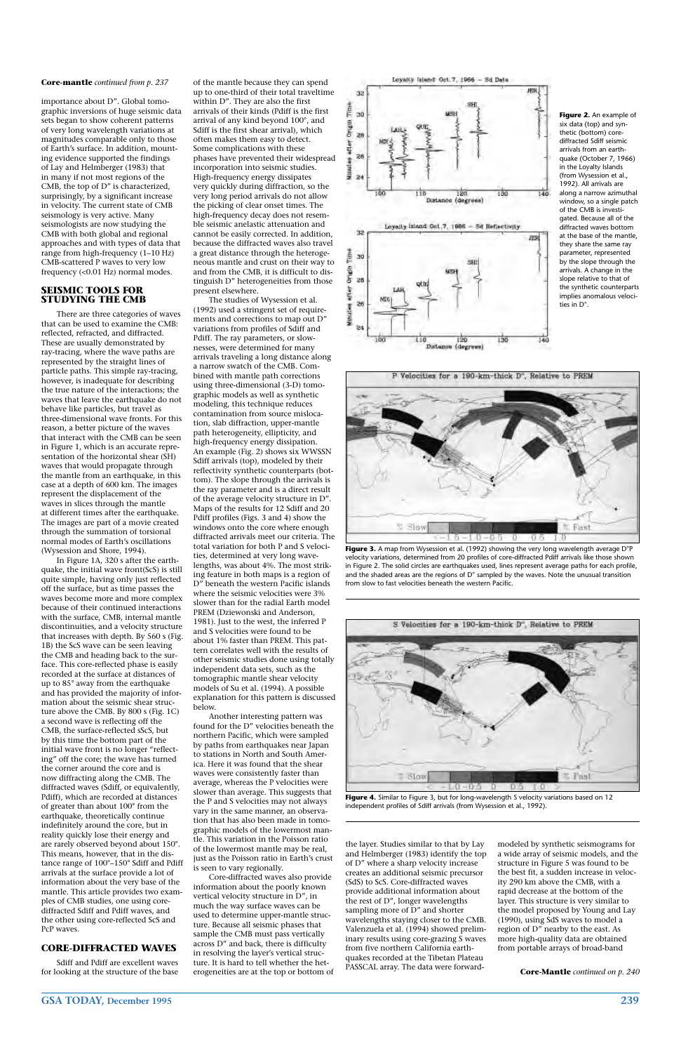**Core-mantle** *continued from p. 237*

importance about D″. Global tomographic inversions of huge seismic data sets began to show coherent patterns of very long wavelength variations at magnitudes comparable only to those of Earth's surface. In addition, mounting evidence supported the findings of Lay and Helmberger (1983) that in many if not most regions of the CMB, the top of D″ is characterized, surprisingly, by a significant increase in velocity. The current state of CMB seismology is very active. Many seismologists are now studying the CMB with both global and regional approaches and with types of data that range from high-frequency (1–10 Hz) CMB-scattered P waves to very low frequency (<0.01 Hz) normal modes.

## SEISMIC TOOLS FOR STUDYING THE CMB

There are three categories of waves that can be used to examine the CMB: reflected, refracted, and diffracted. These are usually demonstrated by ray-tracing, where the wave paths are represented by the straight lines of particle paths. This simple ray-tracing, however, is inadequate for describing the true nature of the interactions; the waves that leave the earthquake do not behave like particles, but travel as three-dimensional wave fronts. For this reason, a better picture of the waves that interact with the CMB can be seen in Figure 1, which is an accurate representation of the horizontal shear (SH) waves that would propagate through the mantle from an earthquake, in this case at a depth of 600 km. The images represent the displacement of the waves in slices through the mantle at different times after the earthquake. The images are part of a movie created through the summation of torsional normal modes of Earth's oscillations (Wysession and Shore, 1994).

In Figure 1A, 320 s after the earthquake, the initial wave front(ScS) is still quite simple, having only just reflected off the surface, but as time passes the waves become more and more complex because of their continued interactions with the surface, CMB, internal mantle discontinuities, and a velocity structure that increases with depth. By 560 s (Fig. 1B) the ScS wave can be seen leaving the CMB and heading back to the surface. This core-reflected phase is easily recorded at the surface at distances of up to 85° away from the earthquake and has provided the majority of information about the seismic shear structure above the CMB. By 800 s (Fig. 1C) a second wave is reflecting off the CMB, the surface-reflected sScS, but by this time the bottom part of the initial wave front is no longer "reflecting" off the core; the wave has turned the corner around the core and is now diffracting along the CMB. The diffracted waves (Sdiff, or equivalently, Pdiff), which are recorded at distances of greater than about 100° from the earthquake, theoretically continue indefinitely around the core, but in reality quickly lose their energy and are rarely observed beyond about 150°. This means, however, that in the distance range of 100°–150° Sdiff and Pdiff arrivals at the surface provide a lot of information about the very base of the mantle. This article provides two examples of CMB studies, one using core-diffracted Sdiff and Pdiff waves, and the other using core-reflected ScS and PcP waves.

## CORE-DIFFRACTED WAVES

Sdiff and Pdiff are excellent waves for looking at the structure of the base of the mantle because they can spend up to one-third of their total traveltime within D″. They are also the first arrivals of their kinds (Pdiff is the first arrival of any kind beyond 100°, and Sdiff is the first shear arrival), which often makes them easy to detect. Some complications with these phases have prevented their widespread incorporation into seismic studies. High-frequency energy dissipates very quickly during diffraction, so the very long period arrivals do not allow the picking of clear onset times. The high-frequency decay does not resemble seismic anelastic attenuation and cannot be easily corrected. In addition, because the diffracted waves also travel a great distance through the heterogeneous mantle and crust on their way to and from the CMB, it is difficult to distinguish D″ heterogeneities from those present elsewhere.

The studies of Wysession et al. (1992) used a stringent set of requirements and corrections to map out D″ variations from profiles of Sdiff and Pdiff. The ray parameters, or slownesses, were determined for many arrivals traveling a long distance along a narrow swatch of the CMB. Combined with mantle path corrections using three-dimensional (3-D) tomographic models as well as synthetic modeling, this technique reduces contamination from source mislocation, slab diffraction, upper-mantle path heterogeneity, ellipticity, and high-frequency energy dissipation. An example (Fig. 2) shows six WWSSN Sdiff arrivals (top), modeled by their reflectivity synthetic counterparts (bottom). The slope through the arrivals is the ray parameter and is a direct result of the average velocity structure in D″. Maps of the results for 12 Sdiff and 20 Pdiff profiles (Figs. 3 and 4) show the windows onto the core where enough diffracted arrivals meet our criteria. The total variation for both P and S velocities, determined at very long wavelengths, was about 4%. The most striking feature in both maps is a region of D″ beneath the western Pacific islands where the seismic velocities were 3% slower than for the radial Earth model PREM (Dziewonski and Anderson, 1981). Just to the west, the inferred P and S velocities were found to be about 1% faster than PREM. This pattern correlates well with the results of other seismic studies done using totally independent data sets, such as the tomographic mantle shear velocity models of Su et al. (1994). A possible explanation for this pattern is discussed below.

Another interesting pattern was found for the D″ velocities beneath the northern Pacific, which were sampled by paths from earthquakes near Japan to stations in North and South America. Here it was found that the shear waves were consistently faster than average, whereas the P velocities were slower than average. This suggests that the P and S velocities may not always vary in the same manner, an observation that has also been made in tomographic models of the lowermost mantle. This variation in the Poisson ratio of the lowermost mantle may be real, just as the Poisson ratio in Earth's crust is seen to vary regionally.

Core-diffracted waves also provide information about the poorly known vertical velocity structure in D″, in much the way surface waves can be used to determine upper-mantle structure. Because all seismic phases that sample the CMB must pass vertically across D″ and back, there is difficulty in resolving the layer's vertical structure. It is hard to tell whether the heterogeneities are at the top or bottom of the layer. Studies similar to that by Lay and Helmberger (1983) identify the top of D″ where a sharp velocity increase creates an additional seismic precursor (SdS) to ScS. Core-diffracted waves provide additional information about the rest of D″, longer wavelengths sampling more of D″ and shorter wavelengths staying closer to the CMB. Valenzuela et al. (1994) show preliminary results using core-grazing S waves from five northern California earthquakes recorded at the Tibetan Plateau PASSCAL array. The data were forward-modeled by synthetic seismograms for a wide array of seismic models, and the structure in Figure 5 was found to be the best fit, a sudden increase in velocity 290 km above the CMB, with a rapid decrease at the bottom of the layer. This structure is very similar to the model proposed by Young and Lay (1990), using SdS waves to model a region of D″ nearby to the east. As more high-quality data are obtained from portable arrays of broad-band

**Figure 2.** An example of six data (top) and synthetic (bottom) core-diffracted Sdiff seismic arrivals from an earthquake (October 7, 1966) in the Loyalty Islands (from Wysession et al., 1992). All arrivals are along a narrow azimuthal window, so a single patch of the CMB is investigated. Because all of the diffracted waves bottom at the base of the mantle, they share the same ray parameter, represented by the slope through the arrivals. A change in the slope relative to that of the synthetic counterparts implies anomalous velocities in D″.

**Figure 3.** A map from Wysession et al. (1992) showing the very long wavelength average D″P velocity variations, determined from 20 profiles of core-diffracted Pdiff arrivals like those shown in Figure 2. The solid circles are earthquakes used, lines represent average paths for each profile, and the shaded areas are the regions of D″ sampled by the waves. Note the unusual transition from slow to fast velocities beneath the western Pacific.

**Figure 4.** Similar to Figure 3, but for long-wavelength S velocity variations based on 12 independent profiles of Sdiff arrivals (from Wysession et al., 1992).

**Core-Mantle** *continued on p. 240*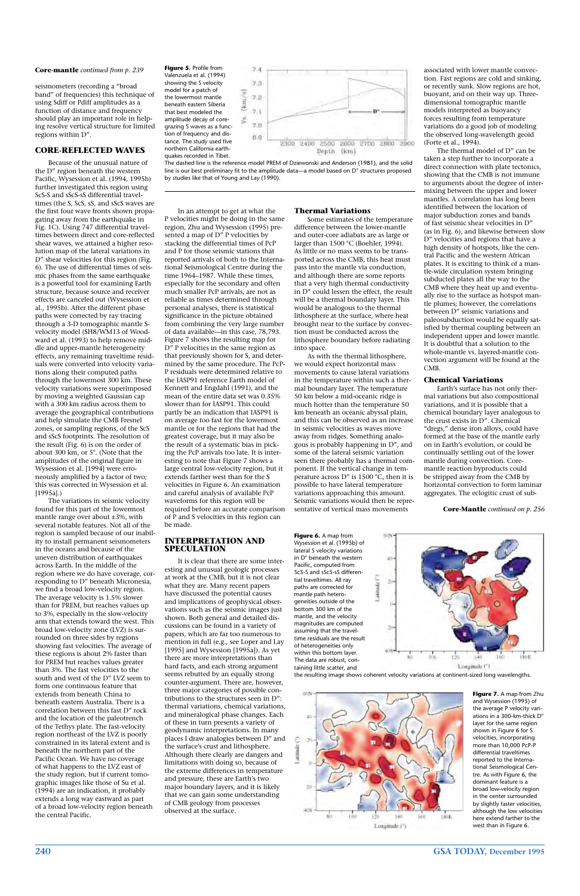**Core-mantle** *continued from p. 239*

seismometers (recording a "broad band" of frequencies) this technique of using Sdiff or Pdiff amplitudes as a function of distance and frequency should play an important role in helping resolve vertical structure for limited regions within D″.

## CORE-REFLECTED WAVES

Because of the unusual nature of the D″ region beneath the western Pacific, Wysession et al. (1994, 1995b) further investigated this region using ScS-S and sScS-sS differential traveltimes (the S, ScS, sS, and sScS waves are the first four wave fronts shown propagating away from the earthquake in Fig. 1C). Using 747 differential traveltimes between direct and core-reflected shear waves, we attained a higher resolution map of the lateral variations in D″ shear velocities for this region (Fig. 6). The use of differential times of seismic phases from the same earthquake is a powerful tool for examining Earth structure, because source and receiver effects are canceled out (Wysession et al., 1995b). After the different phase paths were corrected by ray tracing through a 3-D tomographic mantle S-velocity model (SH8/WM13 of Woodward et al. (1993) to help remove middle and upper-mantle heterogeneity effects, any remaining traveltime residuals were converted into velocity variations along their computed paths through the lowermost 300 km. These velocity variations were superimposed by moving a weighted Gaussian cap with a 300 km radius across them to average the geographical contributions and help simulate the CMB Fresnel zones, or sampling regions, of the ScS and sScS footprints. The resolution of the result (Fig. 6) is on the order of about 300 km, or 5°. (Note that the amplitudes of the original figure in Wysession et al. [1994] were erroneously amplified by a factor of two; this was corrected in Wysession et al. [1995a].)

The variations in seismic velocity found for this part of the lowermost mantle range over about ±3%, with several notable features. Not all of the region is sampled because of our inability to install permanent seismometers in the oceans and because of the uneven distribution of earthquakes across Earth. In the middle of the region where we do have coverage, corresponding to D″ beneath Micronesia, we find a broad low-velocity region. The average velocity is 1.5% slower than for PREM, but reaches values up to 3%, especially in the slow-velocity arm that extends toward the west. This broad low-velocity zone (LVZ) is surrounded on three sides by regions showing fast velocities. The average of these regions is about 2% faster than for PREM but reaches values greater than 3%. The fast velocities to the south and west of the D″ LVZ seem to form one continuous feature that extends from beneath China to beneath eastern Australia. There is a correlation between this fast D″ rock and the location of the paleotrench of the Tethys plate. The fast-velocity region northeast of the LVZ is poorly constrained in its lateral extent and is beneath the northern part of the Pacific Ocean. We have no coverage of what happens to the LVZ east of the study region, but if current tomographic images like those of Su et al. (1994) are an indication, it probably extends a long way eastward as part of a broad low-velocity region beneath the central Pacific.

**Figure 5.** Profile from Valenzuela et al. (1994) showing the S velocity model for a patch of the lowermost mantle beneath eastern Siberia that best modeled the amplitude decay of core-grazing S waves as a function of frequency and distance. The study used five northern California earthquakes recorded in Tibet. The dashed line is the reference model PREM of Dziewonski and Anderson (1981), and the solid line is our best preliminary fit to the amplitude data—a model based on D″ structures proposed by studies like that of Young and Lay (1990).

In an attempt to get at what the P velocities might be doing in the same region, Zhu and Wysession (1995) presented a map of D″ P velocities by stacking the differential times of PcP and P for those seismic stations that reported arrivals of both to the International Seismological Centre during the time 1964–1987. While these times, especially for the secondary and often much smaller PcP arrivals, are not as reliable as times determined through personal analyses, there is statistical significance in the picture obtained from combining the very large number of data available—in this case, 78,793. Figure 7 shows the resulting map for D″ P velocities in the same region as that previously shown for S, and determined by the same procedure. The PcP-P residuals were determined relative to the IASP91 reference Earth model of Kennett and Engdahl (1991), and the mean of the entire data set was 0.35% slower than for IASP91. This could partly be an indication that IASP91 is on average too fast for the lowermost mantle or for the regions that had the greatest coverage, but it may also be the result of a systematic bias in picking the PcP arrivals too late. It is interesting to note that Figure 7 shows a large central low-velocity region, but it extends farther west than for the S velocities in Figure 6. An examination and careful analysis of available PcP waveforms for this region will be required before an accurate comparison of P and S velocities in this region can be made.

## INTERPRETATION AND SPECULATION

It is clear that there are some interesting and unusual geologic processes at work at the CMB, but it is not clear what they are. Many recent papers have discussed the potential causes and implications of geophysical observations such as the seismic images just shown. Both general and detailed discussions can be found in a variety of papers, which are far too numerous to mention in full (e.g., see Loper and Lay [1995] and Wysession [1995a]). As yet there are more interpretations than hard facts, and each strong argument seems rebutted by an equally strong counter-argument. There are, however, three major categories of possible contributions to the structures seen in D″: thermal variations, chemical variations, and mineralogical phase changes. Each of these in turn presents a variety of geodynamic interpretations. In many places I draw analogies between D″ and the surface's crust and lithosphere. Although there clearly are dangers and limitations with doing so, because of the extreme differences in temperature and pressure, these are Earth's two major boundary layers, and it is likely that we can gain some understanding of CMB geology from processes observed at the surface.

### Thermal Variations

Some estimates of the temperature difference between the lower-mantle and outer-core silicates are as large or larger than 1500 °C (Boehler, 1994). As little or no mass seems to be transported across the CMB, this heat must pass into the mantle via conduction, and although there are some reports that a very high thermal conductivity in D″ could lessen the effect, the result will be a thermal boundary layer. This would be analogous to the thermal lithosphere at the surface, where heat brought near to the surface by convection must be conducted across the lithosphere boundary before radiating into space.

As with the thermal lithosphere, we would expect horizontal mass movements to cause lateral variations in the temperature within such a thermal boundary layer. The temperature 50 km below a mid-oceanic ridge is much hotter than the temperature 50 km beneath an oceanic abyssal plain, and this can be observed as an increase in seismic velocities as waves move away from ridges. Something analogous is probably happening in D″, and some of the lateral seismic variation seen there probably has a thermal component. If the vertical change in temperature across D″ is 1500 °C, then it is possible to have lateral temperature variations approaching this amount. Seismic variations would then be representative of vertical mass movements associated with lower mantle convection. Fast regions are cold and sinking, or recently sunk. Slow regions are hot, buoyant, and on their way up. Three-dimensional tomographic mantle models interpreted as buoyancy forces resulting from temperature variations do a good job of modeling the observed long-wavelength geoid (Forte et al., 1994).

The thermal model of D″ can be taken a step further to incorporate a direct connection with plate tectonics, showing that the CMB is not immune to arguments about the degree of intermixing between the upper and lower mantles. A correlation has long been identified between the location of major subduction zones and bands of fast seismic shear velocities in D″ (as in Fig. 6), and likewise between slow D″ velocities and regions that have a high density of hotspots, like the central Pacific and the western African plates. It is exciting to think of a mantle-wide circulation system bringing subducted plates all the way to the CMB where they heat up and eventually rise to the surface as hotspot mantle plumes; however, the correlations between D″ seismic variations and paleosubduction would be equally satisfied by thermal coupling between an independent upper and lower mantle. It is doubtful that a solution to the whole-mantle vs. layered-mantle convection argument will be found at the CMB.

### Chemical Variations

Earth's surface has not only thermal variations but also compositional variations, and it is possible that a chemical boundary layer analogous to the crust exists in D″. Chemical "dregs," dense iron alloys, could have formed at the base of the mantle early on in Earth's evolution, or could be continually settling out of the lower mantle during convection. Core-mantle reaction byproducts could be stripped away from the CMB by horizontal convection to form laminar aggregates. The eclogitic crust of sub-

**Core-Mantle** *continued on p. 256*

**Figure 6.** A map from Wysession et al. (1995b) of lateral S velocity variations in D″ beneath the western Pacific, computed from ScS-S and sScS-sS differential traveltimes. All ray paths are corrected for mantle path heterogeneities outside of the bottom 300 km of the mantle, and the velocity magnitudes are computed assuming that the traveltime residuals are the result of heterogeneities only within this bottom layer. The data are robust, containing little scatter, and the resulting image shows coherent velocity variations at continent-sized long wavelengths.

**Figure 7.** A map from Zhu and Wysession (1995) of the average P velocity variations in a 300-km-thick D″ layer for the same region shown in Figure 6 for S velocities, incorporating more than 10,000 PcP-P differential traveltimes reported to the International Seismological Centre. As with Figure 6, the dominant feature is a broad low-velocity region in the center surrounded by slightly faster velocities, although the low velocities here extend farther to the west than in Figure 6.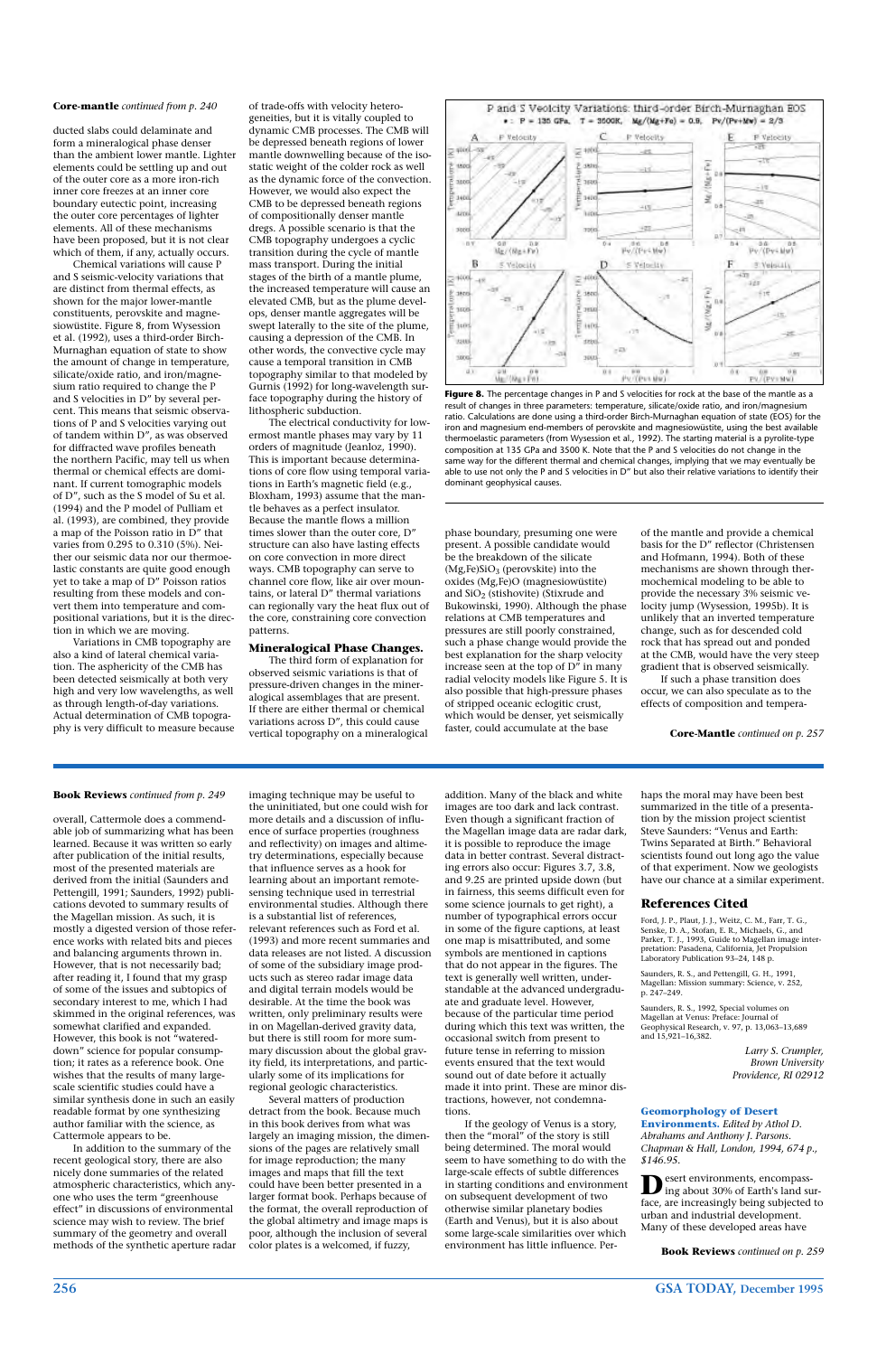**Core-mantle** *continued from p. 240*

ducted slabs could delaminate and form a mineralogical phase denser than the ambient lower mantle. Lighter elements could be settling up and out of the outer core as a more iron-rich inner core freezes at an inner core boundary eutectic point, increasing the outer core percentages of lighter elements. All of these mechanisms have been proposed, but it is not clear which of them, if any, actually occurs.

Chemical variations will cause P and S seismic-velocity variations that are distinct from thermal effects, as shown for the major lower-mantle constituents, perovskite and magnesiowüstite. Figure 8, from Wysession et al. (1992), uses a third-order Birch-Murnaghan equation of state to show the amount of change in temperature, silicate/oxide ratio, and iron/magnesium ratio required to change the P and S velocities in D" by several percent. This means that seismic observations of P and S velocities varying out of tandem within D", as was observed for diffracted wave profiles beneath the northern Pacific, may tell us when thermal or chemical effects are dominant. If current tomographic models of D", such as the S model of Su et al. (1994) and the P model of Pulliam et al. (1993), are combined, they provide a map of the Poisson ratio in D" that varies from 0.295 to 0.310 (5%). Neither our seismic data nor our thermoelastic constants are quite good enough yet to take a map of D" Poisson ratios resulting from these models and convert them into temperature and compositional variations, but it is the direction in which we are moving.

Variations in CMB topography are also a kind of lateral chemical variation. The asphericity of the CMB has been detected seismically at both very high and very low wavelengths, as well as through length-of-day variations. Actual determination of CMB topography is very difficult to measure because of trade-offs with velocity heterogeneities, but it is vitally coupled to dynamic CMB processes. The CMB will be depressed beneath regions of lower mantle downwelling because of the isostatic weight of the colder rock as well as the dynamic force of the convection. However, we would also expect the CMB to be depressed beneath regions of compositionally denser mantle dregs. A possible scenario is that the CMB topography undergoes a cyclic transition during the cycle of mantle mass transport. During the initial stages of the birth of a mantle plume, the increased temperature will cause an elevated CMB, but as the plume develops, denser mantle aggregates will be swept laterally to the site of the plume, causing a depression of the CMB. In other words, the convective cycle may cause a temporal transition in CMB topography similar to that modeled by Gurnis (1992) for long-wavelength surface topography during the history of lithospheric subduction.

The electrical conductivity for lowermost mantle phases may vary by 11 orders of magnitude (Jeanloz, 1990). This is important because determinations of core flow using temporal variations in Earth's magnetic field (e.g., Bloxham, 1993) assume that the mantle behaves as a perfect insulator. Because the mantle flows a million times slower than the outer core, D" structure can also have lasting effects on core convection in more direct ways. CMB topography can serve to channel core flow, like air over mountains, or lateral D" thermal variations can regionally vary the heat flux out of the core, constraining core convection patterns.

### Mineralogical Phase Changes.

The third form of explanation for observed seismic variations is that of pressure-driven changes in the mineralogical assemblages that are present. If there are either thermal or chemical variations across D", this could cause vertical topography on a mineralogical phase boundary, presuming one were present. A possible candidate would be the breakdown of the silicate (Mg,Fe)$SiO_3$ (perovskite) into the oxides (Mg,Fe)O (magnesiowüstite) and $SiO_2$ (stishovite) (Stixrude and Bukowinski, 1990). Although the phase relations at CMB temperatures and pressures are still poorly constrained, such a phase change would provide the best explanation for the sharp velocity increase seen at the top of D" in many radial velocity models like Figure 5. It is also possible that high-pressure phases of stripped oceanic eclogitic crust, which would be denser, yet seismically faster, could accumulate at the base of the mantle and provide a chemical basis for the D" reflector (Christensen and Hofmann, 1994). Both of these mechanisms are shown through thermochemical modeling to be able to provide the necessary 3% seismic velocity jump (Wysession, 1995b). It is unlikely that an inverted temperature change, such as for descended cold rock that has spread out and ponded at the CMB, would have the very steep gradient that is observed seismically.

If such a phase transition does occur, we can also speculate as to the effects of composition and tempera-

**Core-Mantle** *continued on p. 257*

**Figure 8.** The percentage changes in P and S velocities for rock at the base of the mantle as a result of changes in three parameters: temperature, silicate/oxide ratio, and iron/magnesium ratio. Calculations are done using a third-order Birch-Murnaghan equation of state (EOS) for the iron and magnesium end-members of perovskite and magnesiowüstite, using the best available thermoelastic parameters (from Wysession et al., 1992). The starting material is a pyrolite-type composition at 135 GPa and 3500 K. Note that the P and S velocities do not change in the same way for the different thermal and chemical changes, implying that we may eventually be able to use not only the P and S velocities in D" but also their relative variations to identify their dominant geophysical causes.

---

**Book Reviews** *continued from p. 249*

overall, Cattermole does a commendable job of summarizing what has been learned. Because it was written so early after publication of the initial results, most of the presented materials are derived from the initial (Saunders and Pettengill, 1991; Saunders, 1992) publications devoted to summary results of the Magellan mission. As such, it is mostly a digested version of those reference works with related bits and pieces and balancing arguments thrown in. However, that is not necessarily bad; after reading it, I found that my grasp of some of the issues and subtopics of secondary interest to me, which I had skimmed in the original references, was somewhat clarified and expanded. However, this book is not "watered-down" science for popular consumption; it rates as a reference book. One wishes that the results of many large-scale scientific studies could have a similar synthesis done in such an easily readable format by one synthesizing author familiar with the science, as Cattermole appears to be.

In addition to the summary of the recent geological story, there are also nicely done summaries of the related atmospheric characteristics, which anyone who uses the term "greenhouse effect" in discussions of environmental science may wish to review. The brief summary of the geometry and overall methods of the synthetic aperture radar imaging technique may be useful to the uninitiated, but one could wish for more details and a discussion of influence of surface properties (roughness and reflectivity) on images and altimetry determinations, especially because that influence serves as a hook for learning about an important remote-sensing technique used in terrestrial environmental studies. Although there is a substantial list of references, relevant references such as Ford et al. (1993) and more recent summaries and data releases are not listed. A discussion of some of the subsidiary image products such as stereo radar image data and digital terrain models would be desirable. At the time the book was written, only preliminary results were in on Magellan-derived gravity data, but there is still room for more summary discussion about the global gravity field, its interpretations, and particularly some of its implications for regional geologic characteristics.

Several matters of production detract from the book. Because much in this book derives from what was largely an imaging mission, the dimensions of the pages are relatively small for image reproduction; the many images and maps that fill the text could have been better presented in a larger format book. Perhaps because of the format, the overall reproduction of the global altimetry and image maps is poor, although the inclusion of several color plates is a welcomed, if fuzzy, addition. Many of the black and white images are too dark and lack contrast. Even though a significant fraction of the Magellan image data are radar dark, it is possible to reproduce the image data in better contrast. Several distracting errors also occur: Figures 3.7, 3.8, and 9.25 are printed upside down (but in fairness, this seems difficult even for some science journals to get right), a number of typographical errors occur in some of the figure captions, at least one map is misattributed, and some symbols are mentioned in captions that do not appear in the figures. The text is generally well written, understandable at the advanced undergraduate and graduate level. However, because of the particular time period during which this text was written, the occasional switch from present to future tense in referring to mission events ensured that the text would sound out of date before it actually made it into print. These are minor distractions, however, not condemnations.

If the geology of Venus is a story, then the "moral" of the story is still being determined. The moral would seem to have something to do with the large-scale effects of subtle differences in starting conditions and environment on subsequent development of two otherwise similar planetary bodies (Earth and Venus), but it is also about some large-scale similarities over which environment has little influence. Perhaps the moral may have been best summarized in the title of a presentation by the mission project scientist Steve Saunders: "Venus and Earth: Twins Separated at Birth." Behavioral scientists found out long ago the value of that experiment. Now we geologists have our chance at a similar experiment.

### References Cited

Ford, J. P., Plaut, J. J., Weitz, C. M., Farr, T. G., Senske, D. A., Stofan, E. R., Michaels, G., and Parker, T. J., 1993, Guide to Magellan image interpretation: Pasadena, California, Jet Propulsion Laboratory Publication 93–24, 148 p.

Saunders, R. S., and Pettengill, G. H., 1991, Magellan: Mission summary: Science, v. 252, p. 247–249.

Saunders, R. S., 1992, Special volumes on Magellan at Venus: Preface: Journal of Geophysical Research, v. 97, p. 13,063–13,689 and 15,921–16,382.

*Larry S. Crumpler,*
*Brown University*
*Providence, RI 02912*

**Geomorphology of Desert Environments.** *Edited by Athol D. Abrahams and Anthony J. Parsons. Chapman & Hall, London, 1994, 674 p., $146.95.*

Desert environments, encompassing about 30% of Earth's land surface, are increasingly being subjected to urban and industrial development. Many of these developed areas have

**Book Reviews** *continued on p. 259*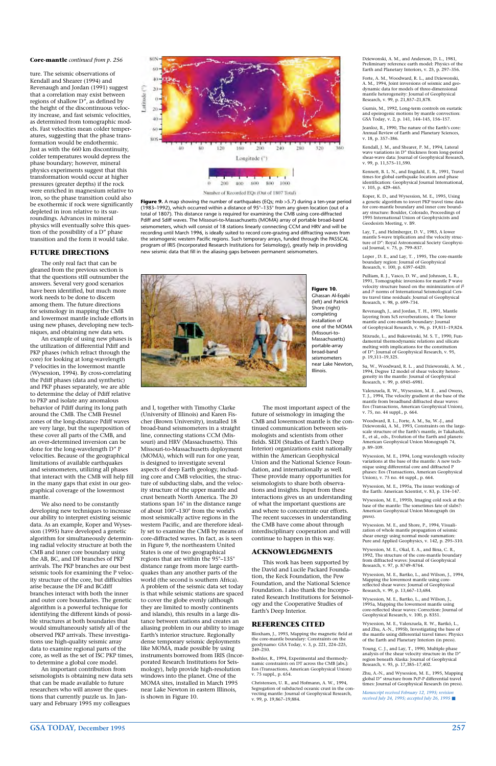**Core-mantle** *continued from p. 256*

ture. The seismic observations of Kendall and Shearer (1994) and Revenaugh and Jordan (1991) suggest that a correlation may exist between regions of shallow D″, as defined by the height of the discontinuous velocity increase, and fast seismic velocities, as determined from tomographic models. Fast velocities mean colder temperatures, suggesting that the phase transformation would be endothermic. Just as with the 660 km discontinuity, colder temperatures would depress the phase boundary; however, mineral physics experiments suggest that this transformation would occur at higher pressures (greater depths) if the rock were enriched in magnesium relative to iron, so the phase transition could also be exothermic if rock were significantly depleted in iron relative to its surroundings. Advances in mineral physics will eventually solve this question of the possibility of a D″ phase transition and the form it would take.

## FUTURE DIRECTIONS

The only real fact that can be gleaned from the previous section is that the questions still outnumber the answers. Several very good scenarios have been identified, but much more work needs to be done to discern among them. The future directions for seismology in mapping the CMB and lowermost mantle include efforts in using new phases, developing new techniques, and obtaining new data sets.

An example of using new phases is the utilization of differential Pdiff and PKP phases (which refract through the core) for looking at long-wavelength P velocities in the lowermost mantle (Wysession, 1994). By cross-correlating the Pdiff phases (data and synthetic) and PKP phases separately, we are able to determine the delay of Pdiff relative to PKP and isolate any anomalous behavior of Pdiff during its long path around the CMB. The CMB Fresnel zones of the long-distance Pdiff waves are very large, but the superposition of these cover all parts of the CMB, and an over-determined inversion can be done for the long-wavelength D″ P velocities. Because of the geographical limitations of available earthquakes and seismometers, utilizing all phases that interact with the CMB will help fill in the many gaps that exist in our geographical coverage of the lowermost mantle.

We also need to be constantly developing new techniques to increase our ability to interpret existing seismic data. As an example, Koper and Wysession (1995) have developed a genetic algorithm for simultaneously determining radial velocity structure at both the CMB and inner core boundary using the AB, BC, and DF branches of PKP arrivals. The PKP branches are our best seismic tools for examining the P velocity structure of the core, but difficulties arise because the DF and BCdiff branches interact with both the inner and outer core boundaries. The genetic algorithm is a powerful technique for identifying the different kinds of possible structures at both boundaries that would simultaneously satisfy all of the observed PKP arrivals. These investigations use high-quality seismic array data to examine regional parts of the core, as well as the set of ISC PKP times, to determine a global core model.

An important contribution from seismologists is obtaining new data sets that can be made available to future researchers who will answer the questions that currently puzzle us. In January and February 1995 my colleagues and I, together with Timothy Clarke (University of Illinois) and Karen Fischer (Brown University), installed 18 broad-band seismometers in a straight line, connecting stations CCM (Missouri) and HRV (Massachusetts). This Missouri-to-Massachusetts deployment (MOMA), which will run for one year, is designed to investigate several aspects of deep Earth geology, including core and CMB velocities, the structure of subducting slabs, and the velocity structure of the upper mantle and crust beneath North America. The 20 stations span 16° in the distance range of about 100°–130° from the world's most seismically active regions in the western Pacific, and are therefore ideally set to examine the CMB by means of core-diffracted waves. In fact, as is seen in Figure 9, the northeastern United States is one of two geographical regions that are within the 95°–135° distance range from more large earthquakes than any another parts of the world (the second is southern Africa). A problem of the seismic data set today is that while seismic stations are spaced to cover the globe evenly (although they are limited to mostly continents and islands), this results in a large distance between stations and creates an aliasing problem in our ability to image Earth's interior structure. Regionally dense temporary seismic deployments like MOMA, made possible by using instruments borrowed from IRIS (Incorporated Research Institutions for Seismology), help provide high-resolution windows into the planet. One of the MOMA sites, installed in March 1995 near Lake Newton in eastern Illinois, is shown in Figure 10.

80N
60
40
20
0
20
40
60
80S
Latitude (°)
40 80 120 160 200 240 280 320 360
Longitude (°)
0 200 400 600 800 1000
Number of Recorded EQs (Out of 1807 Total)

**Figure 9.** A map showing the number of earthquakes (EQs; mb >5.7) during a ten-year period (1983–1992), which occurred within a distance of 95°–135° from any given location (out of a total of 1807). This distance range is required for examining the CMB using core-diffracted Pdiff and Sdiff waves. The Missouri-to-Massachusetts (MOMA) array of portable broad-band seismometers, which will consist of 18 stations linearly connecting CCM and HRV and will be recording until March 1996, is ideally suited to record core-grazing and diffracting waves from the seismogenic western Pacific regions. Such temporary arrays, funded through the PASSCAL program of IRIS (Incorporated Research Institutions for Seismology), greatly help in providing new seismic data that fill in the aliasing gaps between permanent seismometers.

**Figure 10.** Ghassan Al-Eqabi (left) and Patrick Shore (right) completing installation of one of the MOMA (Missouri-to-Massachusetts) portable-array broad-band seismometers near Lake Newton, Illinois.

The most important aspect of the future of seismology in imaging the CMB and lowermost mantle is the continued communication between seismologists and scientists from other fields. SEDI (Studies of Earth's Deep Interior) organizations exist nationally within the American Geophysical Union and the National Science Foundation, and internationally as well. These provide many opportunities for seismologists to share both observations and insights. Input from these interactions gives us an understanding of what the important questions are and where to concentrate our efforts. The recent successes in understanding the CMB have come about through interdisciplinary cooperation and will continue to happen in this way.

## ACKNOWLEDGMENTS

This work has been supported by the David and Lucile Packard Foundation, the Keck Foundation, the Pew Foundation, and the National Science Foundation. I also thank the Incorporated Research Institutions for Seismology and the Cooperative Studies of Earth's Deep Interior.

## REFERENCES CITED

Bloxham, J., 1993, Mapping the magnetic field at the core-mantle boundary: Constraints on the geodynamo: GSA Today, v. 3, p. 221, 224–225, 249–250.

Boehler, R., 1994, Experimental and thermodynamic constraints on DT across the CMB [abs.]: Eos (Transactions, American Geophysical Union) v. 75 suppl., p. 654.

Christensen, U. R., and Hofmann, A. W., 1994, Segregation of subducted oceanic crust in the convecting mantle: Journal of Geophysical Research, v. 99, p. 19,867–19,884.

Dziewonski, A. M., and Anderson, D. L., 1981, Preliminary reference earth model: Physics of the Earth and Planetary Interiors, v. 25, p. 297–356.

Forte, A. M., Woodward, R. L., and Dziewonski, A. M., 1994, Joint inversions of seismic and geodynamic data for models of three-dimensional mantle heterogeneity: Journal of Geophysical Research, v. 99, p. 21,857–21,878.

Gurnis, M., 1992, Long-term controls on eustatic and epeirogenic motions by mantle convection: GSA Today, v. 2, p. 141, 144–145, 156–157.

Jeanloz, R., 1990, The nature of the Earth's core: Annual Review of Earth and Planetary Sciences, v. 18, p. 357–386.

Kendall, J. M., and Shearer, P. M., 1994, Lateral wave variations in D″ thickness from long-period shear-wave data: Journal of Geophysical Research, v. 99, p. 11,575–11,590.

Kennett, B. L. N., and Engdahl, E. R., 1991, Travel times for global earthquake location and phase identification: Geophysical Journal International, v. 105, p. 429–465.

Koper, K. D., and Wysession, M. E., 1995, Using a genetic algorithm to invert PKP travel time data for core-mantle boundary and inner core boundary structure: Boulder, Colorado, Proceedings of 1995 International Union of Geophysicists and Geodesists Meeting, v. B9.

Lay, T., and Helmberger, D. V., 1983, A lower mantle S-wave triplication and the velocity structure of D″: Royal Astronomical Society Geophysical Journal, v. 75, p. 799–837.

Loper , D. E., and Lay, T. , 1995, The core-mantle boundary region: Journal of Geophysical Research, v. 100, p. 6397–6420.

Pulliam, R. J., Vasco, D. W., and Johnson, L. R., 1991, Tomographic inversions for mantle P wave velocity structure based on the minimization of $l^2$ and $l^1$ norms of International Seismological Centre travel time residuals: Journal of Geophysical Research, v. 98, p. 699–734.

Revenaugh, J., and Jordan, T. H., 1991, Mantle layering from ScS reverberations, 4: The lower mantle and core-mantle boundary: Journal of Geophysical Research, v. 96, p. 19,811–19,824.

Stixrude, L., and Bukowinski, M. S. T., 1990, Fundamental thermodynamic relations and silicate melting with implications for the constitution of D″: Journal of Geophysical Research, v. 95, p. 19,311–19,325.

Su, W., Woodward, R. L. , and Dziewonski, A. M. , 1994, Degree 12 model of shear velocity heterogeneity in the mantle: Journal of Geophysical Research, v. 99, p. 6945–6981.

Valenzuela, R. W., Wysession, M. E. , and Owens, T. J., 1994, The velocity gradient at the base of the mantle from broadband diffracted shear waves: Eos (Transactions, American Geophysical Union), v. 75, no. 44 suppl., p. 664.

Woodward, R. L., Forte, A. M., Su, W.-J., and Dziewonski, A. M., 1993, Constraints on the large-scale structure of the Earth's mantle, *in* Takahashi, E., et al., eds., Evolution of the Earth and planets: American Geophysical Union Monograph 74, p. 89–109.

Wysession, M. E., 1994, Long wavelength velocity variations at the base of the mantle: A new technique using differential core and diffracted P phases: Eos (Transactions, American Geophysical Union), v. 75 no. 44 suppl., p. 664.

Wysession, M. E., 1995a, The inner workings of the Earth: American Scientist, v. 83, p. 134–147.

Wysession, M. E., 1995b, Imaging cold rock at the base of the mantle: The sometimes fate of slabs?: American Geophysical Union Monograph (in press).

Wysession. M. E., and Shore, P., 1994, Visualization of whole mantle propagation of seismic shear energy using normal mode summation: Pure and Applied Geophysics, v. 142, p. 295–310.

Wysession, M. E., Okal, E. A., and Bina, C. R., 1992, The structure of the core-mantle boundary from diffracted waves: Journal of Geophysical Research, v. 97, p. 8749–8764.

Wysession, M. E., Bartko, L., and Wilson, J., 1994, Mapping the lowermost mantle using core-reflected shear waves: Journal of Geophysical Research, v. 99, p. 13,667–13,684.

Wysession, M. E., Bartko, L., and Wilson, J., 1995a, Mapping the lowermost mantle using core-reflected shear waves: Correction: Journal of Geophysical Research, v. 100, p. 8351.

Wysession, M. E., Valenzuela, R. W., Bartkó, L., and Zhu, A.-N., 1995b, Investigating the base of the mantle using differential travel times: Physics of the Earth and Planetary Interiors (in press).

Young, C. J., and Lay, T., 1990, Multiple phase analysis of the shear velocity structure in the D″ region beneath Alaska: Journal of Geophysical Research, v. 95, p. 17,385–17,402.

Zhu, A.-N., and Wysession, M. E., 1995, Mapping global D″ structure from PcP-P differential travel times: Journal of Geophysical Research (in press).

*Manuscript received February 12, 1995; revision received July 24, 1995; accepted July 26, 1995* ■